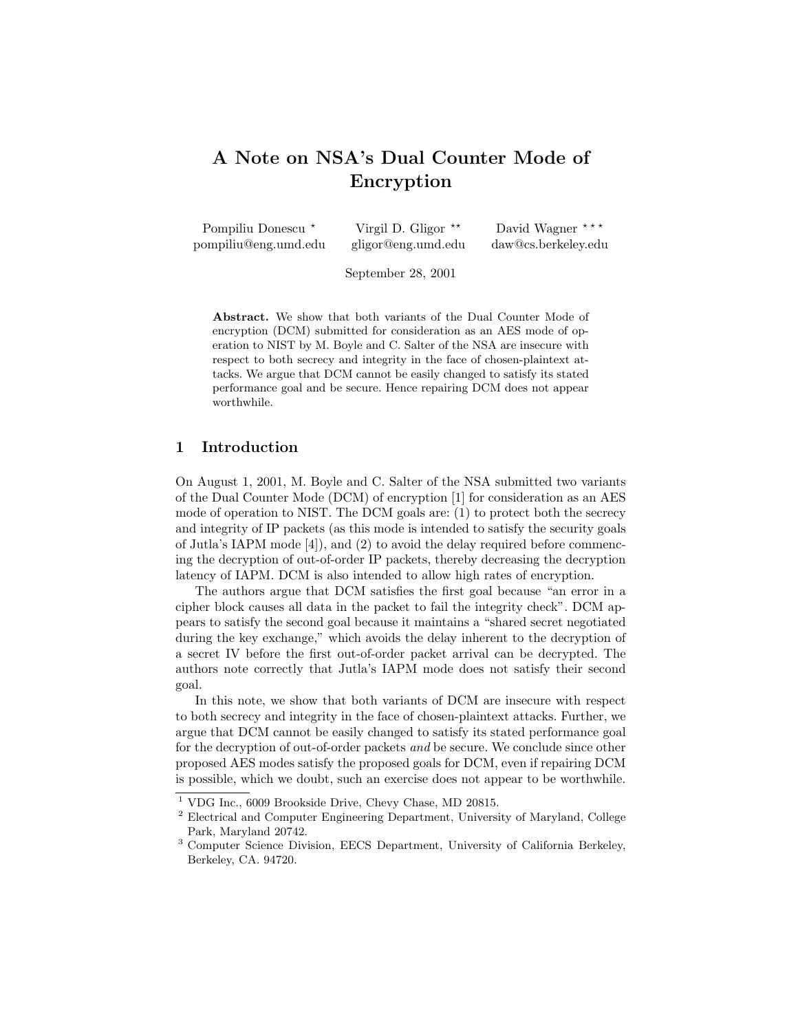# A Note on NSA's Dual Counter Mode of Encryption

Pompiliu Donescu [1] pompiliu@eng.umd.edu

Virgil D. Gligor [2] gligor@eng.umd.edu

David Wagner [3] daw@cs.berkeley.edu

September 28, 2001

**Abstract.** We show that both variants of the Dual Counter Mode of encryption (DCM) submitted for consideration as an AES mode of operation to NIST by M. Boyle and C. Salter of the NSA are insecure with respect to both secrecy and integrity in the face of chosen-plaintext attacks. We argue that DCM cannot be easily changed to satisfy its stated performance goal and be secure. Hence repairing DCM does not appear worthwhile.

## 1 Introduction

On August 1, 2001, M. Boyle and C. Salter of the NSA submitted two variants of the Dual Counter Mode (DCM) of encryption [1] for consideration as an AES mode of operation to NIST. The DCM goals are: (1) to protect both the secrecy and integrity of IP packets (as this mode is intended to satisfy the security goals of Jutla's IAPM mode [4]), and (2) to avoid the delay required before commencing the decryption of out-of-order IP packets, thereby decreasing the decryption latency of IAPM. DCM is also intended to allow high rates of encryption.

The authors argue that DCM satisfies the first goal because "an error in a cipher block causes all data in the packet to fail the integrity check". DCM appears to satisfy the second goal because it maintains a "shared secret negotiated during the key exchange," which avoids the delay inherent to the decryption of a secret IV before the first out-of-order packet arrival can be decrypted. The authors note correctly that Jutla's IAPM mode does not satisfy their second goal.

In this note, we show that both variants of DCM are insecure with respect to both secrecy and integrity in the face of chosen-plaintext attacks. Further, we argue that DCM cannot be easily changed to satisfy its stated performance goal for the decryption of out-of-order packets *and* be secure. We conclude since other proposed AES modes satisfy the proposed goals for DCM, even if repairing DCM is possible, which we doubt, such an exercise does not appear to be worthwhile.

---

[1] VDG Inc., 6009 Brookside Drive, Chevy Chase, MD 20815.

[2] Electrical and Computer Engineering Department, University of Maryland, College Park, Maryland 20742.

[3] Computer Science Division, EECS Department, University of California Berkeley, Berkeley, CA. 94720.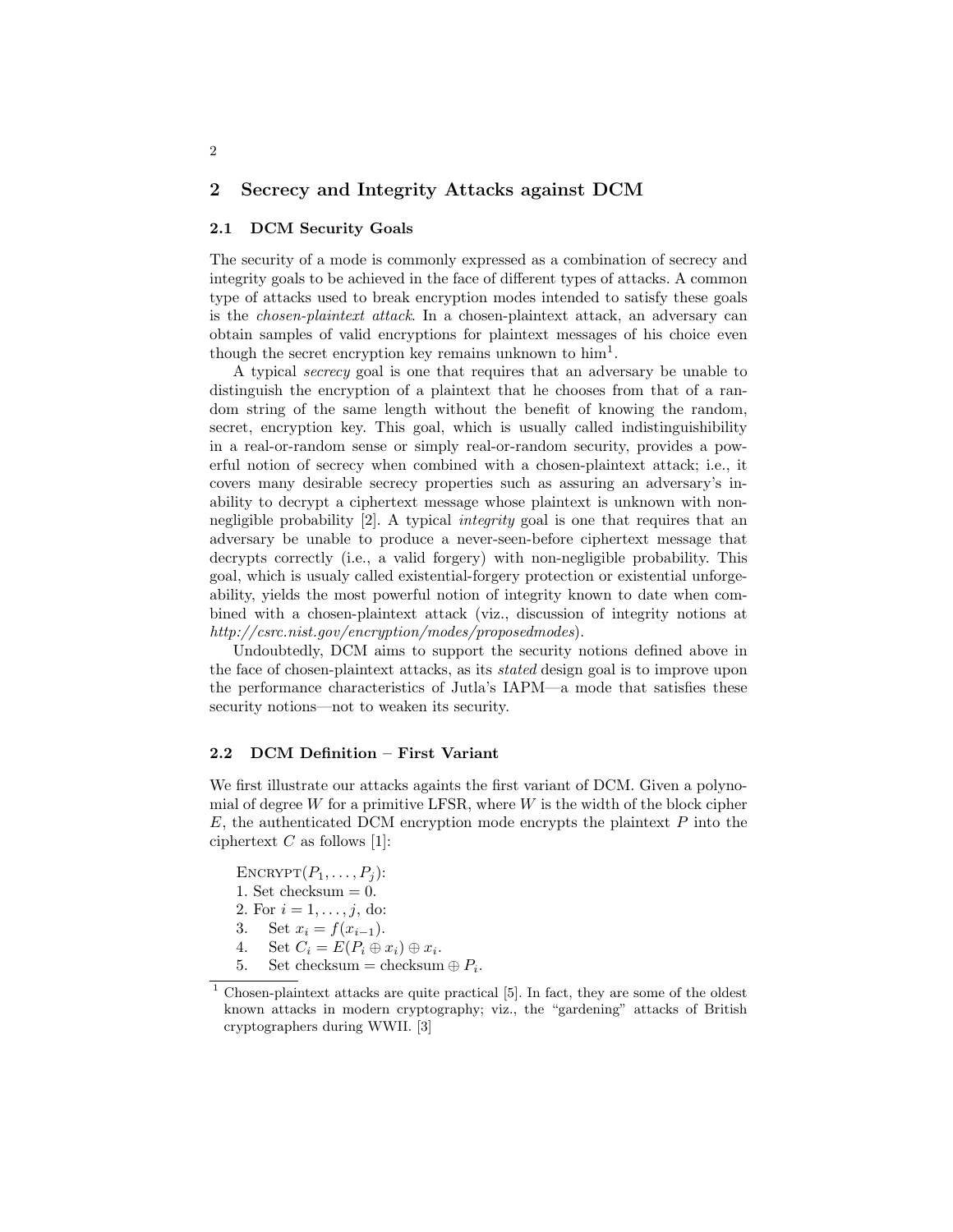## 2 Secrecy and Integrity Attacks against DCM

### 2.1 DCM Security Goals

The security of a mode is commonly expressed as a combination of secrecy and integrity goals to be achieved in the face of different types of attacks. A common type of attacks used to break encryption modes intended to satisfy these goals is the *chosen-plaintext attack*. In a chosen-plaintext attack, an adversary can obtain samples of valid encryptions for plaintext messages of his choice even though the secret encryption key remains unknown to him[1].

A typical *secrecy* goal is one that requires that an adversary be unable to distinguish the encryption of a plaintext that he chooses from that of a random string of the same length without the benefit of knowing the random, secret, encryption key. This goal, which is usually called indistinguishibility in a real-or-random sense or simply real-or-random security, provides a powerful notion of secrecy when combined with a chosen-plaintext attack; i.e., it covers many desirable secrecy properties such as assuring an adversary's inability to decrypt a ciphertext message whose plaintext is unknown with non-negligible probability [2]. A typical *integrity* goal is one that requires that an adversary be unable to produce a never-seen-before ciphertext message that decrypts correctly (i.e., a valid forgery) with non-negligible probability. This goal, which is usualy called existential-forgery protection or existential unforgeability, yields the most powerful notion of integrity known to date when combined with a chosen-plaintext attack (viz., discussion of integrity notions at *http://csrc.nist.gov/encryption/modes/proposedmodes*).

Undoubtedly, DCM aims to support the security notions defined above in the face of chosen-plaintext attacks, as its *stated* design goal is to improve upon the performance characteristics of Jutla's IAPM—a mode that satisfies these security notions—not to weaken its security.

### 2.2 DCM Definition – First Variant

We first illustrate our attacks againts the first variant of DCM. Given a polynomial of degree $W$ for a primitive LFSR, where $W$ is the width of the block cipher $E$, the authenticated DCM encryption mode encrypts the plaintext $P$ into the ciphertext $C$ as follows [1]:

ENCRYPT($P_1, \ldots, P_j$):
1. Set checksum = 0.
2. For $i = 1, \ldots, j$, do:
3. Set $x_i = f(x_{i-1})$.
4. Set $C_i = E(P_i \oplus x_i) \oplus x_i$.
5. Set checksum = checksum $\oplus P_i$.

[1] Chosen-plaintext attacks are quite practical [5]. In fact, they are some of the oldest known attacks in modern cryptography; viz., the "gardening" attacks of British cryptographers during WWII. [3]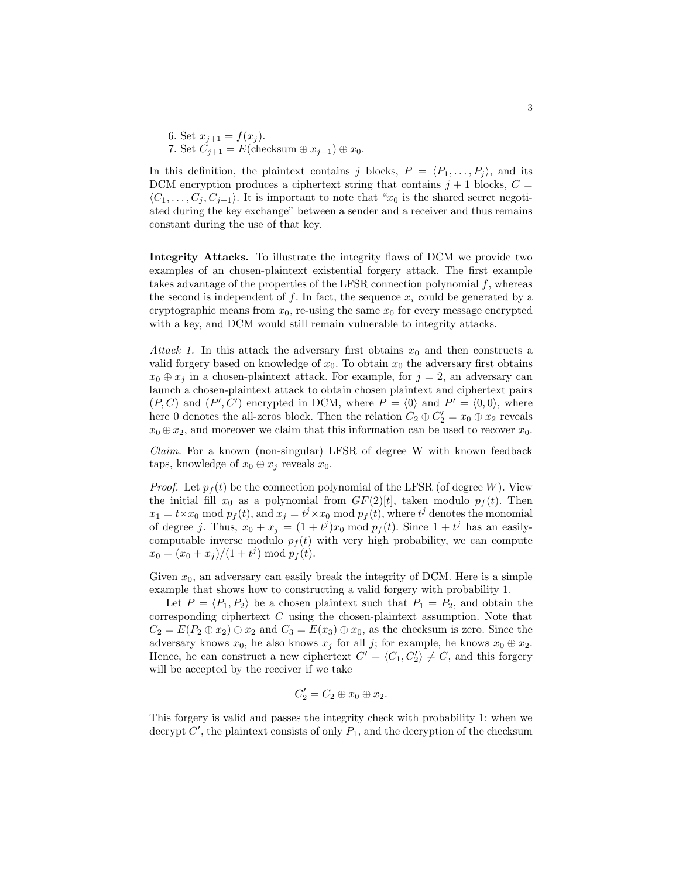6. Set $x_{j+1} = f(x_j)$.
7. Set $C_{j+1} = E(\text{checksum} \oplus x_{j+1}) \oplus x_0$.

In this definition, the plaintext contains $j$ blocks, $P = \langle P_1, \ldots, P_j \rangle$, and its DCM encryption produces a ciphertext string that contains $j+1$ blocks, $C = \langle C_1, \ldots, C_j, C_{j+1} \rangle$. It is important to note that "$x_0$ is the shared secret negotiated during the key exchange" between a sender and a receiver and thus remains constant during the use of that key.

**Integrity Attacks.** To illustrate the integrity flaws of DCM we provide two examples of an chosen-plaintext existential forgery attack. The first example takes advantage of the properties of the LFSR connection polynomial $f$, whereas the second is independent of $f$. In fact, the sequence $x_i$ could be generated by a cryptographic means from $x_0$, re-using the same $x_0$ for every message encrypted with a key, and DCM would still remain vulnerable to integrity attacks.

*Attack 1.* In this attack the adversary first obtains $x_0$ and then constructs a valid forgery based on knowledge of $x_0$. To obtain $x_0$ the adversary first obtains $x_0 \oplus x_j$ in a chosen-plaintext attack. For example, for $j = 2$, an adversary can launch a chosen-plaintext attack to obtain chosen plaintext and ciphertext pairs $(P, C)$ and $(P', C')$ encrypted in DCM, where $P = \langle 0 \rangle$ and $P' = \langle 0, 0 \rangle$, where here 0 denotes the all-zeros block. Then the relation $C_2 \oplus C'_2 = x_0 \oplus x_2$ reveals $x_0 \oplus x_2$, and moreover we claim that this information can be used to recover $x_0$.

*Claim.* For a known (non-singular) LFSR of degree W with known feedback taps, knowledge of $x_0 \oplus x_j$ reveals $x_0$.

*Proof.* Let $p_f(t)$ be the connection polynomial of the LFSR (of degree $W$). View the initial fill $x_0$ as a polynomial from $GF(2)[t]$, taken modulo $p_f(t)$. Then $x_1 = t \times x_0 \bmod p_f(t)$, and $x_j = t^j \times x_0 \bmod p_f(t)$, where $t^j$ denotes the monomial of degree $j$. Thus, $x_0 + x_j = (1 + t^j)x_0 \bmod p_f(t)$. Since $1 + t^j$ has an easily-computable inverse modulo $p_f(t)$ with very high probability, we can compute $x_0 = (x_0 + x_j)/(1 + t^j) \bmod p_f(t)$.

Given $x_0$, an adversary can easily break the integrity of DCM. Here is a simple example that shows how to constructing a valid forgery with probability 1.

Let $P = \langle P_1, P_2 \rangle$ be a chosen plaintext such that $P_1 = P_2$, and obtain the corresponding ciphertext $C$ using the chosen-plaintext assumption. Note that $C_2 = E(P_2 \oplus x_2) \oplus x_2$ and $C_3 = E(x_3) \oplus x_0$, as the checksum is zero. Since the adversary knows $x_0$, he also knows $x_j$ for all $j$; for example, he knows $x_0 \oplus x_2$. Hence, he can construct a new ciphertext $C' = \langle C_1, C'_2 \rangle \neq C$, and this forgery will be accepted by the receiver if we take

$$C'_2 = C_2 \oplus x_0 \oplus x_2.$$

This forgery is valid and passes the integrity check with probability 1: when we decrypt $C'$, the plaintext consists of only $P_1$, and the decryption of the checksum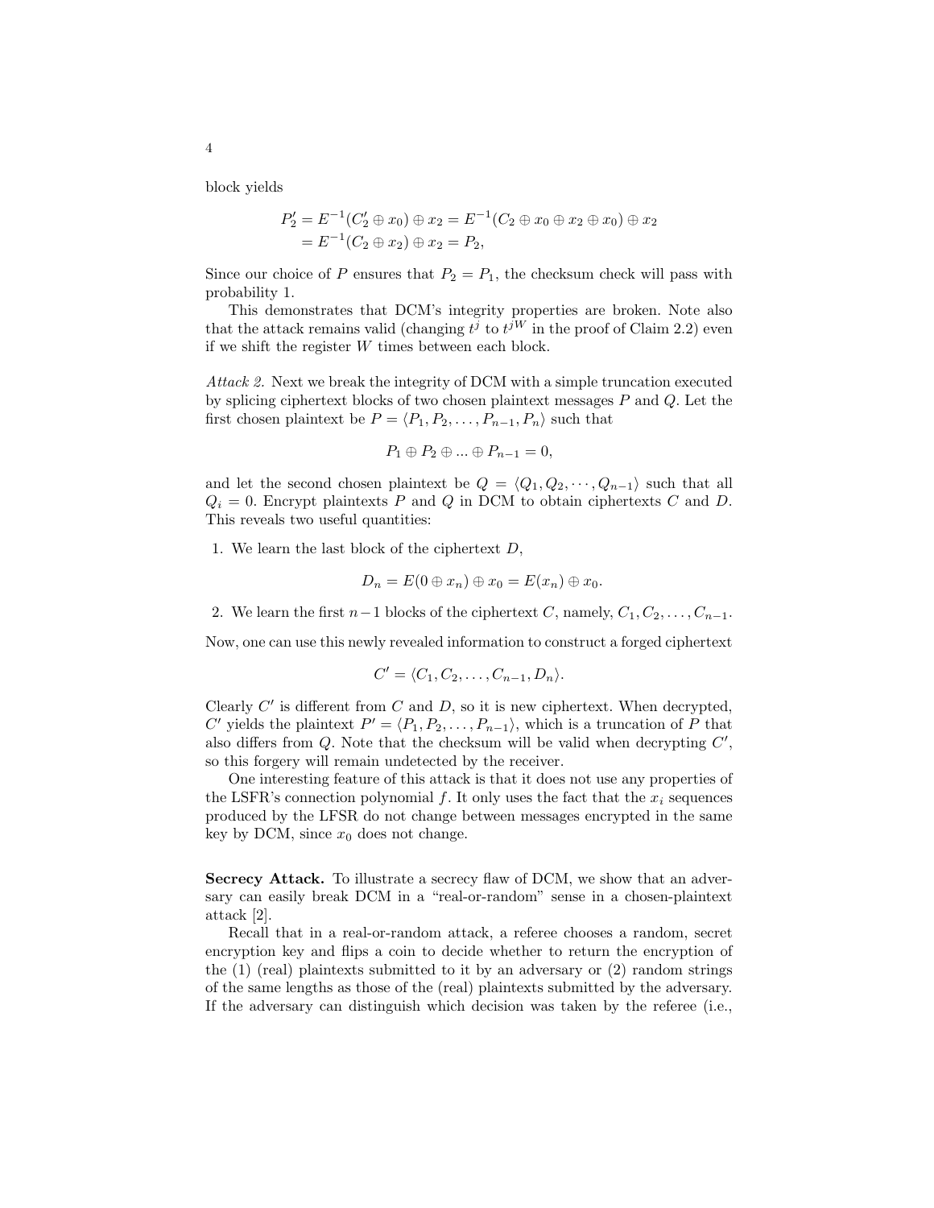block yields

$$
\begin{aligned}
P_2' &= E^{-1}(C_2' \oplus x_0) \oplus x_2 = E^{-1}(C_2 \oplus x_0 \oplus x_2 \oplus x_0) \oplus x_2 \\
&= E^{-1}(C_2 \oplus x_2) \oplus x_2 = P_2,
\end{aligned}
$$

Since our choice of $P$ ensures that $P_2 = P_1$, the checksum check will pass with probability 1.

This demonstrates that DCM's integrity properties are broken. Note also that the attack remains valid (changing $t^j$ to $t^{jW}$ in the proof of Claim 2.2) even if we shift the register $W$ times between each block.

*Attack 2.* Next we break the integrity of DCM with a simple truncation executed by splicing ciphertext blocks of two chosen plaintext messages $P$ and $Q$. Let the first chosen plaintext be $P = \langle P_1, P_2, \ldots, P_{n-1}, P_n \rangle$ such that

$$
P_1 \oplus P_2 \oplus ... \oplus P_{n-1} = 0,
$$

and let the second chosen plaintext be $Q = \langle Q_1, Q_2, \cdots, Q_{n-1} \rangle$ such that all $Q_i = 0$. Encrypt plaintexts $P$ and $Q$ in DCM to obtain ciphertexts $C$ and $D$. This reveals two useful quantities:

1. We learn the last block of the ciphertext $D$,

$$
D_n = E(0 \oplus x_n) \oplus x_0 = E(x_n) \oplus x_0.
$$

2. We learn the first $n-1$ blocks of the ciphertext $C$, namely, $C_1, C_2, \ldots, C_{n-1}$.

Now, one can use this newly revealed information to construct a forged ciphertext

$$
C' = \langle C_1, C_2, \ldots, C_{n-1}, D_n \rangle.
$$

Clearly $C'$ is different from $C$ and $D$, so it is new ciphertext. When decrypted, $C'$ yields the plaintext $P' = \langle P_1, P_2, \ldots, P_{n-1} \rangle$, which is a truncation of $P$ that also differs from $Q$. Note that the checksum will be valid when decrypting $C'$, so this forgery will remain undetected by the receiver.

One interesting feature of this attack is that it does not use any properties of the LSFR's connection polynomial $f$. It only uses the fact that the $x_i$ sequences produced by the LFSR do not change between messages encrypted in the same key by DCM, since $x_0$ does not change.

**Secrecy Attack.** To illustrate a secrecy flaw of DCM, we show that an adversary can easily break DCM in a "real-or-random" sense in a chosen-plaintext attack [2].

Recall that in a real-or-random attack, a referee chooses a random, secret encryption key and flips a coin to decide whether to return the encryption of the (1) (real) plaintexts submitted to it by an adversary or (2) random strings of the same lengths as those of the (real) plaintexts submitted by the adversary. If the adversary can distinguish which decision was taken by the referee (i.e.,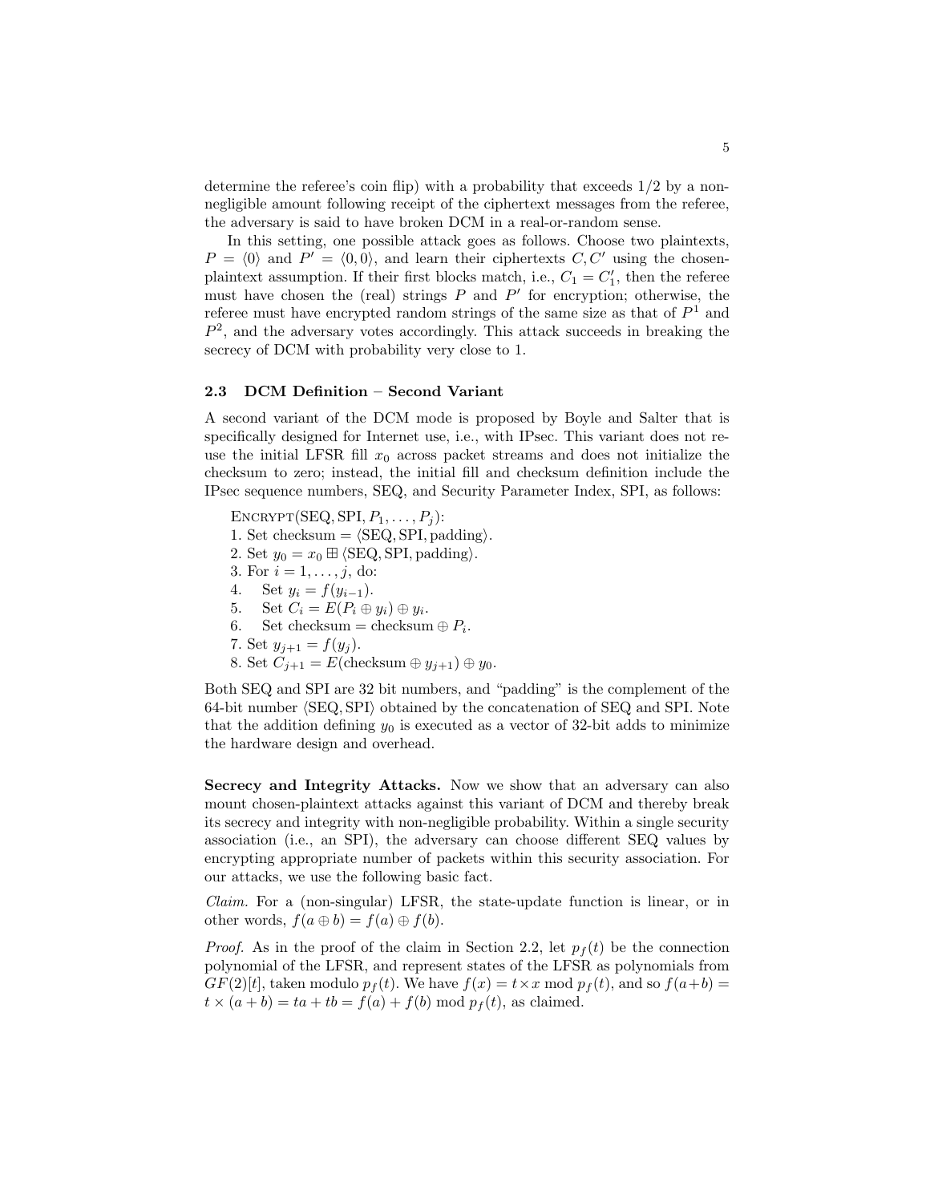determine the referee's coin flip) with a probability that exceeds 1/2 by a non-negligible amount following receipt of the ciphertext messages from the referee, the adversary is said to have broken DCM in a real-or-random sense.

In this setting, one possible attack goes as follows. Choose two plaintexts, $P = \langle 0 \rangle$ and $P' = \langle 0, 0 \rangle$, and learn their ciphertexts $C, C'$ using the chosen-plaintext assumption. If their first blocks match, i.e., $C_1 = C'_1$, then the referee must have chosen the (real) strings $P$ and $P'$ for encryption; otherwise, the referee must have encrypted random strings of the same size as that of $P^1$ and $P^2$, and the adversary votes accordingly. This attack succeeds in breaking the secrecy of DCM with probability very close to 1.

### 2.3 DCM Definition – Second Variant

A second variant of the DCM mode is proposed by Boyle and Salter that is specifically designed for Internet use, i.e., with IPsec. This variant does not re-use the initial LFSR fill $x_0$ across packet streams and does not initialize the checksum to zero; instead, the initial fill and checksum definition include the IPsec sequence numbers, SEQ, and Security Parameter Index, SPI, as follows:

Encrypt(SEQ, SPI, $P_1, \ldots, P_j$):
1. Set checksum = $\langle \text{SEQ}, \text{SPI}, \text{padding} \rangle$.
2. Set $y_0 = x_0 \boxplus \langle \text{SEQ}, \text{SPI}, \text{padding} \rangle$.
3. For $i = 1, \ldots, j$, do:
4. Set $y_i = f(y_{i-1})$.
5. Set $C_i = E(P_i \oplus y_i) \oplus y_i$.
6. Set checksum = checksum $\oplus P_i$.
7. Set $y_{j+1} = f(y_j)$.
8. Set $C_{j+1} = E(\text{checksum} \oplus y_{j+1}) \oplus y_0$.

Both SEQ and SPI are 32 bit numbers, and "padding" is the complement of the 64-bit number $\langle \text{SEQ}, \text{SPI} \rangle$ obtained by the concatenation of SEQ and SPI. Note that the addition defining $y_0$ is executed as a vector of 32-bit adds to minimize the hardware design and overhead.

**Secrecy and Integrity Attacks.** Now we show that an adversary can also mount chosen-plaintext attacks against this variant of DCM and thereby break its secrecy and integrity with non-negligible probability. Within a single security association (i.e., an SPI), the adversary can choose different SEQ values by encrypting appropriate number of packets within this security association. For our attacks, we use the following basic fact.

*Claim.* For a (non-singular) LFSR, the state-update function is linear, or in other words, $f(a \oplus b) = f(a) \oplus f(b)$.

*Proof.* As in the proof of the claim in Section 2.2, let $p_f(t)$ be the connection polynomial of the LFSR, and represent states of the LFSR as polynomials from $GF(2)[t]$, taken modulo $p_f(t)$. We have $f(x) = t \times x \bmod p_f(t)$, and so $f(a+b) = t \times (a+b) = ta + tb = f(a) + f(b) \bmod p_f(t)$, as claimed.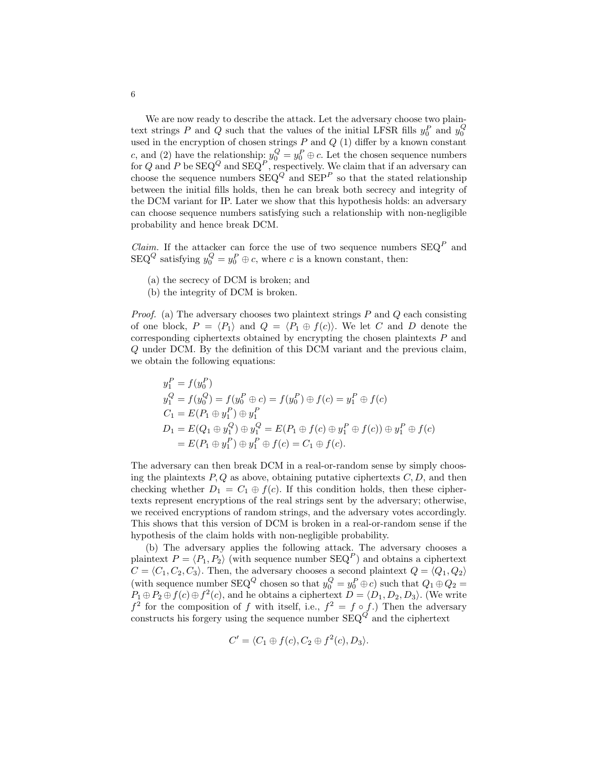We are now ready to describe the attack. Let the adversary choose two plaintext strings $P$ and $Q$ such that the values of the initial LFSR fills $y_0^P$ and $y_0^Q$ used in the encryption of chosen strings $P$ and $Q$ (1) differ by a known constant $c$, and (2) have the relationship: $y_0^Q = y_0^P \oplus c$. Let the chosen sequence numbers for $Q$ and $P$ be $\mathrm{SEQ}^Q$ and $\mathrm{SEQ}^P$, respectively. We claim that if an adversary can choose the sequence numbers $\mathrm{SEQ}^Q$ and $\mathrm{SEP}^P$ so that the stated relationship between the initial fills holds, then he can break both secrecy and integrity of the DCM variant for IP. Later we show that this hypothesis holds: an adversary can choose sequence numbers satisfying such a relationship with non-negligible probability and hence break DCM.

*Claim.* If the attacker can force the use of two sequence numbers $\mathrm{SEQ}^P$ and $\mathrm{SEQ}^Q$ satisfying $y_0^Q = y_0^P \oplus c$, where $c$ is a known constant, then:

(a) the secrecy of DCM is broken; and
(b) the integrity of DCM is broken.

*Proof.* (a) The adversary chooses two plaintext strings $P$ and $Q$ each consisting of one block, $P = \langle P_1 \rangle$ and $Q = \langle P_1 \oplus f(c) \rangle$. We let $C$ and $D$ denote the corresponding ciphertexts obtained by encrypting the chosen plaintexts $P$ and $Q$ under DCM. By the definition of this DCM variant and the previous claim, we obtain the following equations:

$$
\begin{aligned}
y_1^P &= f(y_0^P) \\
y_1^Q &= f(y_0^Q) = f(y_0^P \oplus c) = f(y_0^P) \oplus f(c) = y_1^P \oplus f(c) \\
C_1 &= E(P_1 \oplus y_1^P) \oplus y_1^P \\
D_1 &= E(Q_1 \oplus y_1^Q) \oplus y_1^Q = E(P_1 \oplus f(c) \oplus y_1^P \oplus f(c)) \oplus y_1^P \oplus f(c) \\
&= E(P_1 \oplus y_1^P) \oplus y_1^P \oplus f(c) = C_1 \oplus f(c).
\end{aligned}
$$

The adversary can then break DCM in a real-or-random sense by simply choosing the plaintexts $P, Q$ as above, obtaining putative ciphertexts $C, D$, and then checking whether $D_1 = C_1 \oplus f(c)$. If this condition holds, then these ciphertexts represent encryptions of the real strings sent by the adversary; otherwise, we received encryptions of random strings, and the adversary votes accordingly. This shows that this version of DCM is broken in a real-or-random sense if the hypothesis of the claim holds with non-negligible probability.

(b) The adversary applies the following attack. The adversary chooses a plaintext $P = \langle P_1, P_2 \rangle$ (with sequence number $\mathrm{SEQ}^P$) and obtains a ciphertext $C = \langle C_1, C_2, C_3 \rangle$. Then, the adversary chooses a second plaintext $Q = \langle Q_1, Q_2 \rangle$ (with sequence number $\mathrm{SEQ}^Q$ chosen so that $y_0^Q = y_0^P \oplus c$) such that $Q_1 \oplus Q_2 = P_1 \oplus P_2 \oplus f(c) \oplus f^2(c)$, and he obtains a ciphertext $D = \langle D_1, D_2, D_3 \rangle$. (We write $f^2$ for the composition of $f$ with itself, i.e., $f^2 = f \circ f$.) Then the adversary constructs his forgery using the sequence number $\mathrm{SEQ}^Q$ and the ciphertext

$$C' = \langle C_1 \oplus f(c), C_2 \oplus f^2(c), D_3 \rangle.$$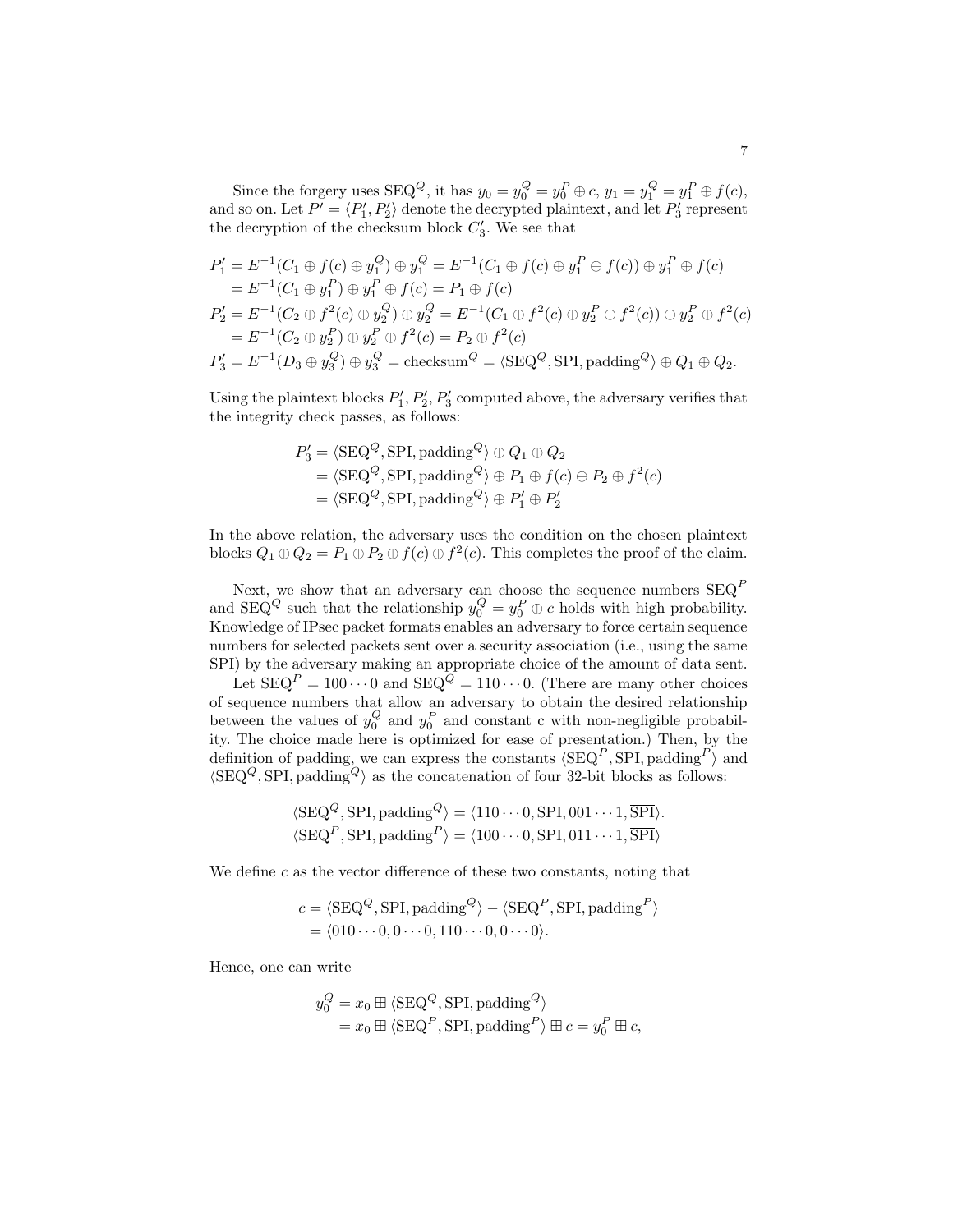Since the forgery uses $\text{SEQ}^Q$, it has $y_0 = y_0^Q = y_0^P \oplus c$, $y_1 = y_1^Q = y_1^P \oplus f(c)$, and so on. Let $P' = \langle P_1', P_2' \rangle$ denote the decrypted plaintext, and let $P_3'$ represent the decryption of the checksum block $C_3'$. We see that

$$
\begin{aligned}
P_1' &= E^{-1}(C_1 \oplus f(c) \oplus y_1^Q) \oplus y_1^Q = E^{-1}(C_1 \oplus f(c) \oplus y_1^P \oplus f(c)) \oplus y_1^P \oplus f(c) \\
&= E^{-1}(C_1 \oplus y_1^P) \oplus y_1^P \oplus f(c) = P_1 \oplus f(c) \\
P_2' &= E^{-1}(C_2 \oplus f^2(c) \oplus y_2^Q) \oplus y_2^Q = E^{-1}(C_1 \oplus f^2(c) \oplus y_2^P \oplus f^2(c)) \oplus y_2^P \oplus f^2(c) \\
&= E^{-1}(C_2 \oplus y_2^P) \oplus y_2^P \oplus f^2(c) = P_2 \oplus f^2(c) \\
P_3' &= E^{-1}(D_3 \oplus y_3^Q) \oplus y_3^Q = \text{checksum}^Q = \langle \text{SEQ}^Q, \text{SPI}, \text{padding}^Q \rangle \oplus Q_1 \oplus Q_2.
\end{aligned}
$$

Using the plaintext blocks $P_1', P_2', P_3'$ computed above, the adversary verifies that the integrity check passes, as follows:

$$
\begin{aligned}
P_3' &= \langle \text{SEQ}^Q, \text{SPI}, \text{padding}^Q \rangle \oplus Q_1 \oplus Q_2 \\
&= \langle \text{SEQ}^Q, \text{SPI}, \text{padding}^Q \rangle \oplus P_1 \oplus f(c) \oplus P_2 \oplus f^2(c) \\
&= \langle \text{SEQ}^Q, \text{SPI}, \text{padding}^Q \rangle \oplus P_1' \oplus P_2'
\end{aligned}
$$

In the above relation, the adversary uses the condition on the chosen plaintext blocks $Q_1 \oplus Q_2 = P_1 \oplus P_2 \oplus f(c) \oplus f^2(c)$. This completes the proof of the claim.

Next, we show that an adversary can choose the sequence numbers $\text{SEQ}^P$ and $\text{SEQ}^Q$ such that the relationship $y_0^Q = y_0^P \oplus c$ holds with high probability. Knowledge of IPsec packet formats enables an adversary to force certain sequence numbers for selected packets sent over a security association (i.e., using the same SPI) by the adversary making an appropriate choice of the amount of data sent.

Let $\text{SEQ}^P = 100\cdots0$ and $\text{SEQ}^Q = 110\cdots0$. (There are many other choices of sequence numbers that allow an adversary to obtain the desired relationship between the values of $y_0^Q$ and $y_0^P$ and constant c with non-negligible probability. The choice made here is optimized for ease of presentation.) Then, by the definition of padding, we can express the constants $\langle \text{SEQ}^P, \text{SPI}, \text{padding}^P \rangle$ and $\langle \text{SEQ}^Q, \text{SPI}, \text{padding}^Q \rangle$ as the concatenation of four 32-bit blocks as follows:

$$
\begin{aligned}
\langle \text{SEQ}^Q, \text{SPI}, \text{padding}^Q \rangle &= \langle 110\cdots0, \text{SPI}, 001\cdots1, \overline{\text{SPI}} \rangle. \\
\langle \text{SEQ}^P, \text{SPI}, \text{padding}^P \rangle &= \langle 100\cdots0, \text{SPI}, 011\cdots1, \overline{\text{SPI}} \rangle
\end{aligned}
$$

We define $c$ as the vector difference of these two constants, noting that

$$
\begin{aligned}
c &= \langle \text{SEQ}^Q, \text{SPI}, \text{padding}^Q \rangle - \langle \text{SEQ}^P, \text{SPI}, \text{padding}^P \rangle \\
&= \langle 010\cdots0, 0\cdots0, 110\cdots0, 0\cdots0 \rangle.
\end{aligned}
$$

Hence, one can write

$$
\begin{aligned}
y_0^Q &= x_0 \boxplus \langle \text{SEQ}^Q, \text{SPI}, \text{padding}^Q \rangle \\
&= x_0 \boxplus \langle \text{SEQ}^P, \text{SPI}, \text{padding}^P \rangle \boxplus c = y_0^P \boxplus c,
\end{aligned}
$$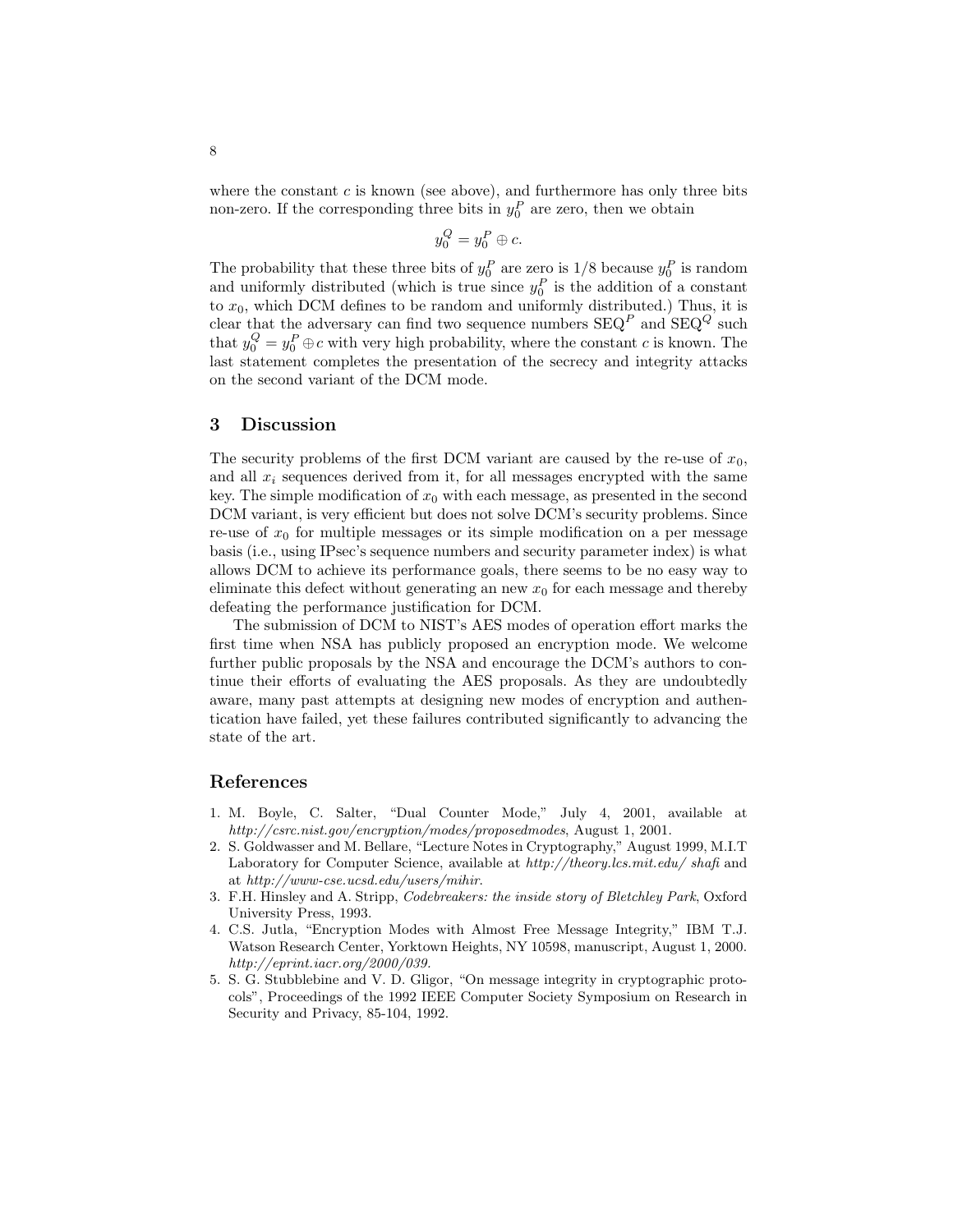where the constant $c$ is known (see above), and furthermore has only three bits non-zero. If the corresponding three bits in $y_0^P$ are zero, then we obtain

$$y_0^Q = y_0^P \oplus c.$$

The probability that these three bits of $y_0^P$ are zero is 1/8 because $y_0^P$ is random and uniformly distributed (which is true since $y_0^P$ is the addition of a constant to $x_0$, which DCM defines to be random and uniformly distributed.) Thus, it is clear that the adversary can find two sequence numbers $\text{SEQ}^P$ and $\text{SEQ}^Q$ such that $y_0^Q = y_0^P \oplus c$ with very high probability, where the constant $c$ is known. The last statement completes the presentation of the secrecy and integrity attacks on the second variant of the DCM mode.

## 3 Discussion

The security problems of the first DCM variant are caused by the re-use of $x_0$, and all $x_i$ sequences derived from it, for all messages encrypted with the same key. The simple modification of $x_0$ with each message, as presented in the second DCM variant, is very efficient but does not solve DCM's security problems. Since re-use of $x_0$ for multiple messages or its simple modification on a per message basis (i.e., using IPsec's sequence numbers and security parameter index) is what allows DCM to achieve its performance goals, there seems to be no easy way to eliminate this defect without generating an new $x_0$ for each message and thereby defeating the performance justification for DCM.

The submission of DCM to NIST's AES modes of operation effort marks the first time when NSA has publicly proposed an encryption mode. We welcome further public proposals by the NSA and encourage the DCM's authors to continue their efforts of evaluating the AES proposals. As they are undoubtedly aware, many past attempts at designing new modes of encryption and authentication have failed, yet these failures contributed significantly to advancing the state of the art.

## References

1. M. Boyle, C. Salter, "Dual Counter Mode," July 4, 2001, available at *http://csrc.nist.gov/encryption/modes/proposedmodes*, August 1, 2001.
2. S. Goldwasser and M. Bellare, "Lecture Notes in Cryptography," August 1999, M.I.T Laboratory for Computer Science, available at *http://theory.lcs.mit.edu/ shafi* and at *http://www-cse.ucsd.edu/users/mihir.*
3. F.H. Hinsley and A. Stripp, *Codebreakers: the inside story of Bletchley Park*, Oxford University Press, 1993.
4. C.S. Jutla, "Encryption Modes with Almost Free Message Integrity," IBM T.J. Watson Research Center, Yorktown Heights, NY 10598, manuscript, August 1, 2000. *http://eprint.iacr.org/2000/039.*
5. S. G. Stubblebine and V. D. Gligor, "On message integrity in cryptographic protocols", Proceedings of the 1992 IEEE Computer Society Symposium on Research in Security and Privacy, 85-104, 1992.